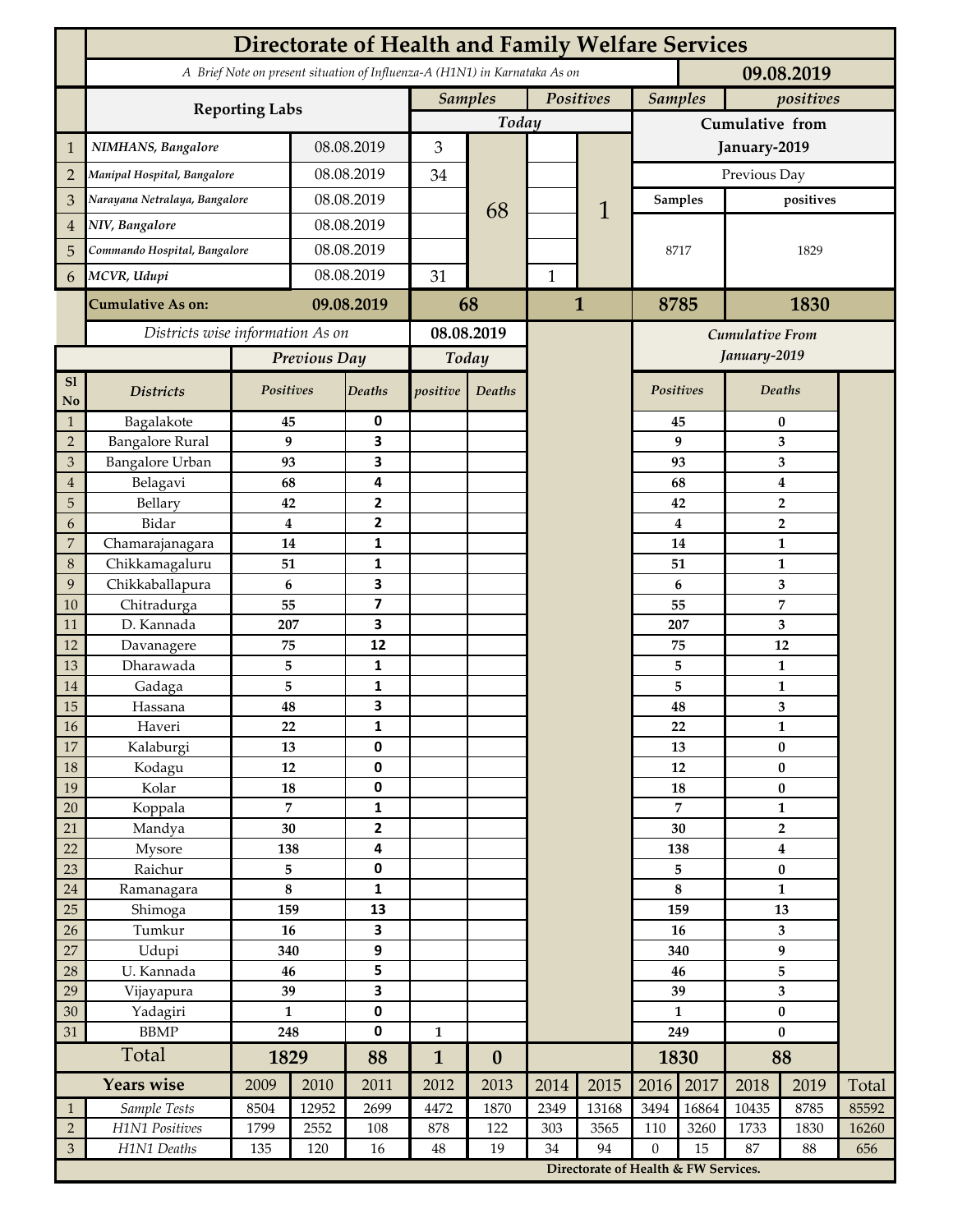# Directorate of Health and Family Welfare Services

*A Brief Note on present situation of Influenza-A (H1N1) in Karnataka As on* **09.08.2019**

| | Reporting Labs | | Samples | | Positives | | Samples | positives |
|---|---|---|---|---|---|---|---|---|
| | | | Today | | | | Cumulative from January-2019 | |
| 1 | NIMHANS, Bangalore | 08.08.2019 | 3 | 68 | | 1 | Previous Day | |
| 2 | Manipal Hospital, Bangalore | 08.08.2019 | 34 | | | | Samples | positives |
| 3 | Narayana Netralaya, Bangalore | 08.08.2019 | | | | | 8717 | 1829 |
| 4 | NIV, Bangalore | 08.08.2019 | | | | | | |
| 5 | Commando Hospital, Bangalore | 08.08.2019 | | | | | | |
| 6 | MCVR, Udupi | 08.08.2019 | 31 | | 1 | | | |
| | **Cumulative As on:** | **09.08.2019** | **68** | | **1** | | **8785** | **1830** |

*Districts wise information As on* **08.08.2019**

| Sl No | Districts | Previous Day Positives | Previous Day Deaths | Today positive | Today Deaths | Cumulative From January-2019 Positives | Cumulative From January-2019 Deaths |
|---|---|---|---|---|---|---|---|
| 1 | Bagalakote | 45 | 0 | | | 45 | 0 |
| 2 | Bangalore Rural | 9 | 3 | | | 9 | 3 |
| 3 | Bangalore Urban | 93 | 3 | | | 93 | 3 |
| 4 | Belagavi | 68 | 4 | | | 68 | 4 |
| 5 | Bellary | 42 | 2 | | | 42 | 2 |
| 6 | Bidar | 4 | 2 | | | 4 | 2 |
| 7 | Chamarajanagara | 14 | 1 | | | 14 | 1 |
| 8 | Chikkamagaluru | 51 | 1 | | | 51 | 1 |
| 9 | Chikkaballapura | 6 | 3 | | | 6 | 3 |
| 10 | Chitradurga | 55 | 7 | | | 55 | 7 |
| 11 | D. Kannada | 207 | 3 | | | 207 | 3 |
| 12 | Davanagere | 75 | 12 | | | 75 | 12 |
| 13 | Dharawada | 5 | 1 | | | 5 | 1 |
| 14 | Gadaga | 5 | 1 | | | 5 | 1 |
| 15 | Hassana | 48 | 3 | | | 48 | 3 |
| 16 | Haveri | 22 | 1 | | | 22 | 1 |
| 17 | Kalaburgi | 13 | 0 | | | 13 | 0 |
| 18 | Kodagu | 12 | 0 | | | 12 | 0 |
| 19 | Kolar | 18 | 0 | | | 18 | 0 |
| 20 | Koppala | 7 | 1 | | | 7 | 1 |
| 21 | Mandya | 30 | 2 | | | 30 | 2 |
| 22 | Mysore | 138 | 4 | | | 138 | 4 |
| 23 | Raichur | 5 | 0 | | | 5 | 0 |
| 24 | Ramanagara | 8 | 1 | | | 8 | 1 |
| 25 | Shimoga | 159 | 13 | | | 159 | 13 |
| 26 | Tumkur | 16 | 3 | | | 16 | 3 |
| 27 | Udupi | 340 | 9 | | | 340 | 9 |
| 28 | U. Kannada | 46 | 5 | | | 46 | 5 |
| 29 | Vijayapura | 39 | 3 | | | 39 | 3 |
| 30 | Yadagiri | 1 | 0 | | | 1 | 0 |
| 31 | BBMP | 248 | 0 | 1 | | 249 | 0 |
| | **Total** | **1829** | **88** | **1** | **0** | **1830** | **88** |

| | Years wise | 2009 | 2010 | 2011 | 2012 | 2013 | 2014 | 2015 | 2016 | 2017 | 2018 | 2019 | Total |
|---|---|---|---|---|---|---|---|---|---|---|---|---|---|
| 1 | Sample Tests | 8504 | 12952 | 2699 | 4472 | 1870 | 2349 | 13168 | 3494 | 16864 | 10435 | 8785 | 85592 |
| 2 | H1N1 Positives | 1799 | 2552 | 108 | 878 | 122 | 303 | 3565 | 110 | 3260 | 1733 | 1830 | 16260 |
| 3 | H1N1 Deaths | 135 | 120 | 16 | 48 | 19 | 34 | 94 | 0 | 15 | 87 | 88 | 656 |

**Directorate of Health & FW Services.**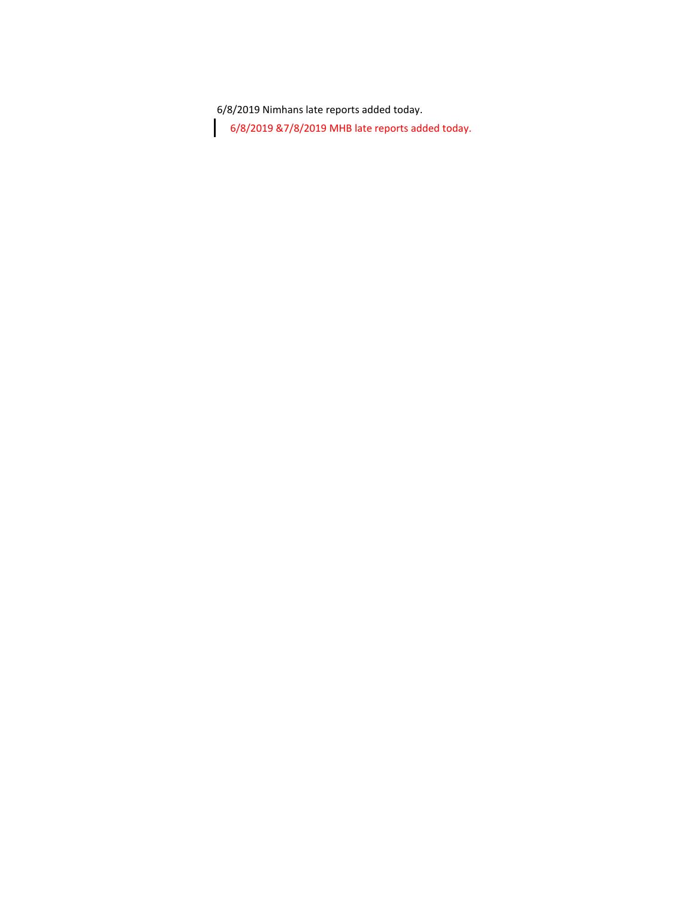6/8/2019 Nimhans late reports added today.

6/8/2019 &7/8/2019 MHB late reports added today.